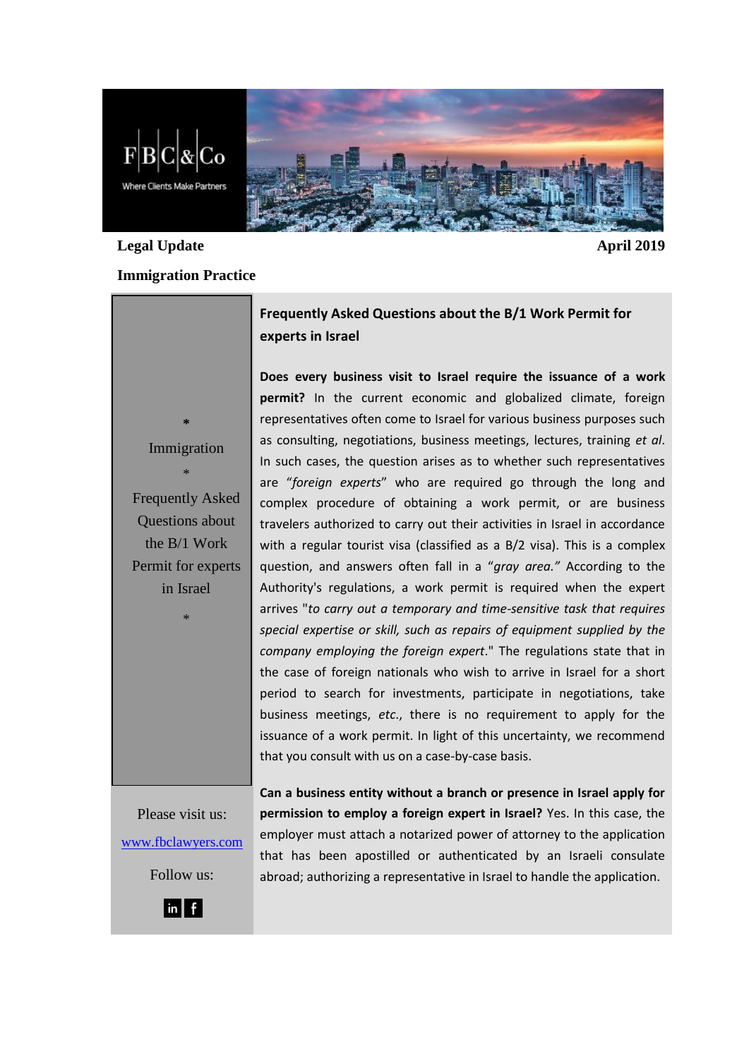F|B|C|&|Co

Where Clients Make Partners

**Legal Update** **April 2019**

**Immigration Practice**

*

Immigration

*

Frequently Asked Questions about the B/1 Work Permit for experts in Israel

*

Please visit us:

[www.fbclawyers.com](http://www.fbclawyers.com)

Follow us:

## Frequently Asked Questions about the B/1 Work Permit for experts in Israel

**Does every business visit to Israel require the issuance of a work permit?** In the current economic and globalized climate, foreign representatives often come to Israel for various business purposes such as consulting, negotiations, business meetings, lectures, training *et al.* In such cases, the question arises as to whether such representatives are "*foreign experts*" who are required go through the long and complex procedure of obtaining a work permit, or are business travelers authorized to carry out their activities in Israel in accordance with a regular tourist visa (classified as a B/2 visa). This is a complex question, and answers often fall in a "*gray area.*" According to the Authority's regulations, a work permit is required when the expert arrives "*to carry out a temporary and time-sensitive task that requires special expertise or skill, such as repairs of equipment supplied by the company employing the foreign expert*." The regulations state that in the case of foreign nationals who wish to arrive in Israel for a short period to search for investments, participate in negotiations, take business meetings, *etc*., there is no requirement to apply for the issuance of a work permit. In light of this uncertainty, we recommend that you consult with us on a case-by-case basis.

**Can a business entity without a branch or presence in Israel apply for permission to employ a foreign expert in Israel?** Yes. In this case, the employer must attach a notarized power of attorney to the application that has been apostilled or authenticated by an Israeli consulate abroad; authorizing a representative in Israel to handle the application.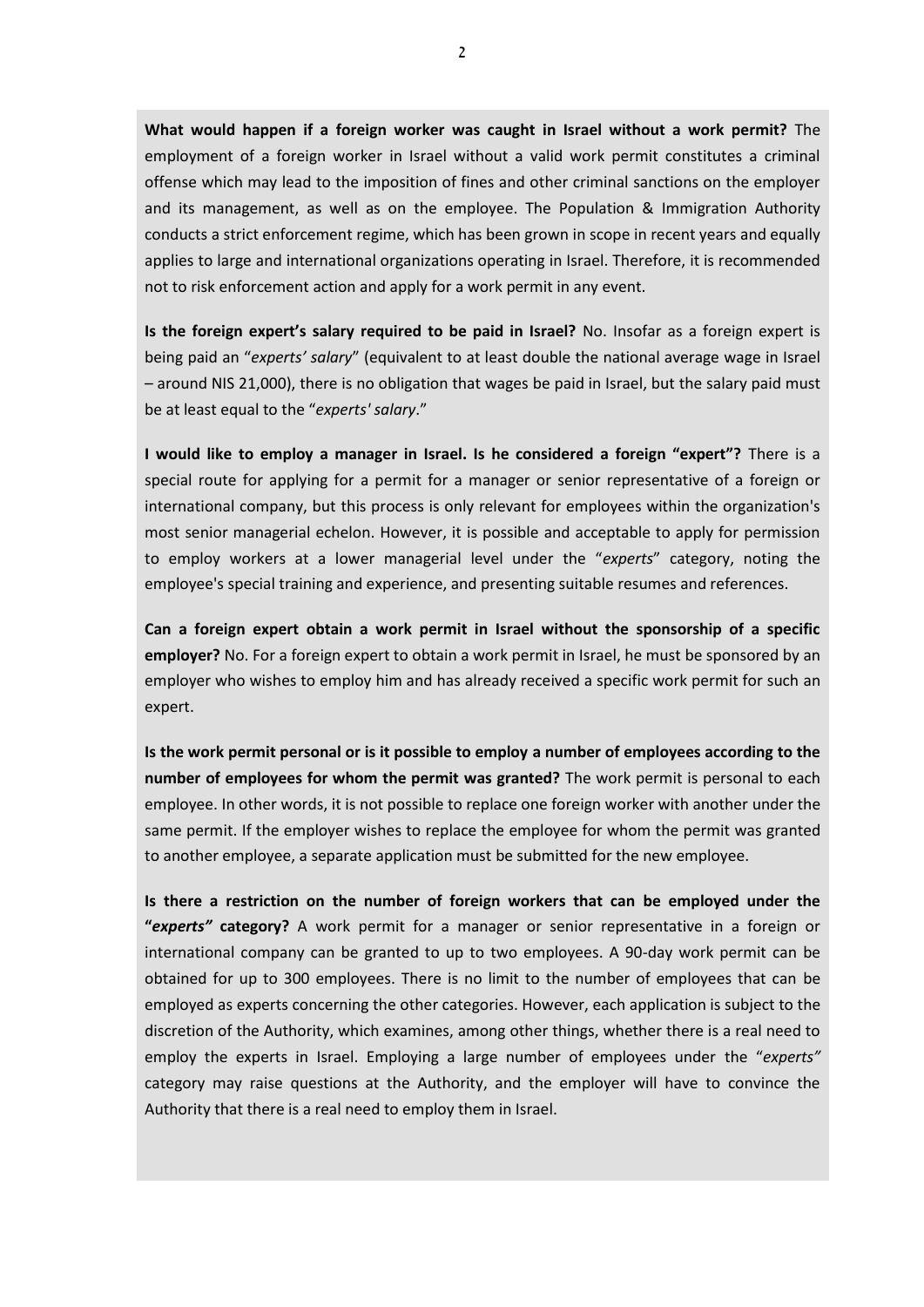**What would happen if a foreign worker was caught in Israel without a work permit?** The employment of a foreign worker in Israel without a valid work permit constitutes a criminal offense which may lead to the imposition of fines and other criminal sanctions on the employer and its management, as well as on the employee. The Population & Immigration Authority conducts a strict enforcement regime, which has been grown in scope in recent years and equally applies to large and international organizations operating in Israel. Therefore, it is recommended not to risk enforcement action and apply for a work permit in any event.

**Is the foreign expert's salary required to be paid in Israel?** No. Insofar as a foreign expert is being paid an "*experts' salary*" (equivalent to at least double the national average wage in Israel – around NIS 21,000), there is no obligation that wages be paid in Israel, but the salary paid must be at least equal to the "*experts' salary*."

**I would like to employ a manager in Israel. Is he considered a foreign "expert"?** There is a special route for applying for a permit for a manager or senior representative of a foreign or international company, but this process is only relevant for employees within the organization's most senior managerial echelon. However, it is possible and acceptable to apply for permission to employ workers at a lower managerial level under the "*experts*" category, noting the employee's special training and experience, and presenting suitable resumes and references.

**Can a foreign expert obtain a work permit in Israel without the sponsorship of a specific employer?** No. For a foreign expert to obtain a work permit in Israel, he must be sponsored by an employer who wishes to employ him and has already received a specific work permit for such an expert.

**Is the work permit personal or is it possible to employ a number of employees according to the number of employees for whom the permit was granted?** The work permit is personal to each employee. In other words, it is not possible to replace one foreign worker with another under the same permit. If the employer wishes to replace the employee for whom the permit was granted to another employee, a separate application must be submitted for the new employee.

**Is there a restriction on the number of foreign workers that can be employed under the "*experts"* category?** A work permit for a manager or senior representative in a foreign or international company can be granted to up to two employees. A 90-day work permit can be obtained for up to 300 employees. There is no limit to the number of employees that can be employed as experts concerning the other categories. However, each application is subject to the discretion of the Authority, which examines, among other things, whether there is a real need to employ the experts in Israel. Employing a large number of employees under the "*experts"* category may raise questions at the Authority, and the employer will have to convince the Authority that there is a real need to employ them in Israel.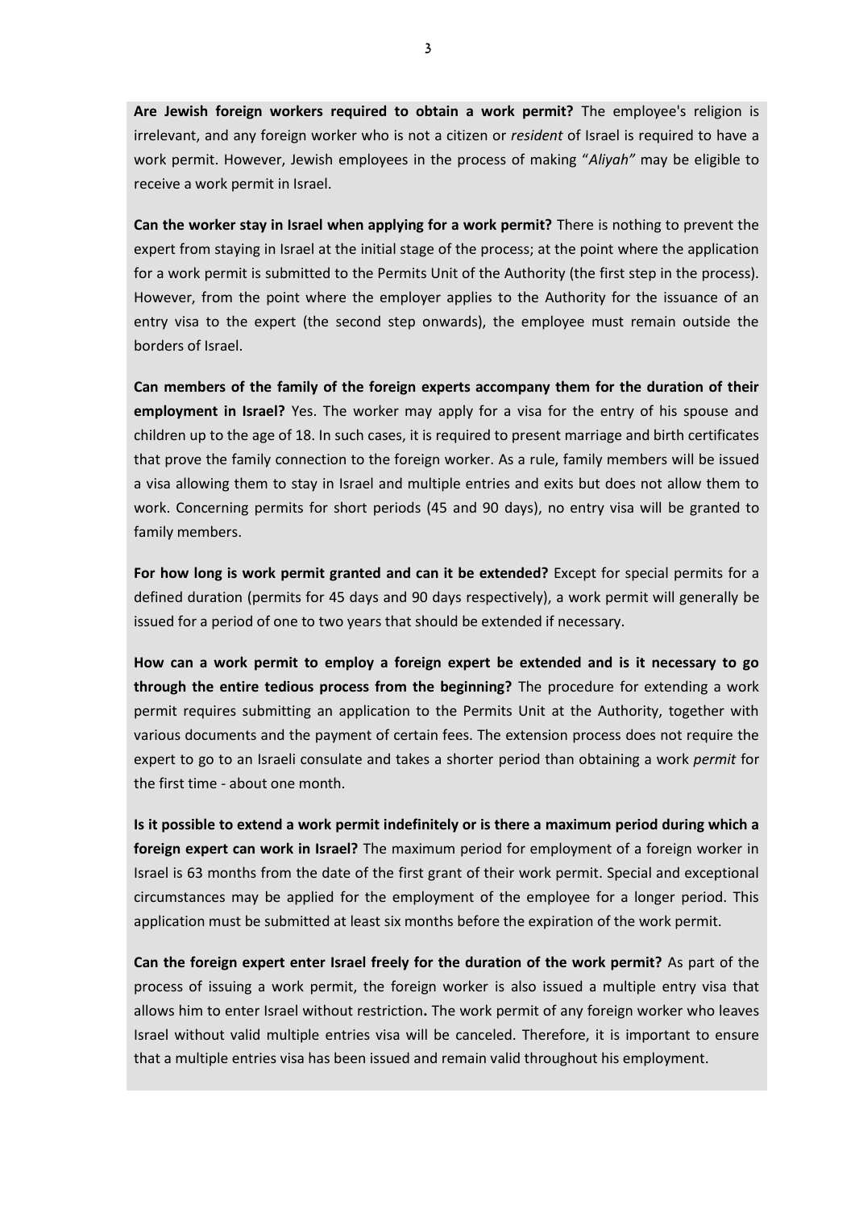**Are Jewish foreign workers required to obtain a work permit?** The employee's religion is irrelevant, and any foreign worker who is not a citizen or *resident* of Israel is required to have a work permit. However, Jewish employees in the process of making "*Aliyah"* may be eligible to receive a work permit in Israel.

**Can the worker stay in Israel when applying for a work permit?** There is nothing to prevent the expert from staying in Israel at the initial stage of the process; at the point where the application for a work permit is submitted to the Permits Unit of the Authority (the first step in the process). However, from the point where the employer applies to the Authority for the issuance of an entry visa to the expert (the second step onwards), the employee must remain outside the borders of Israel.

**Can members of the family of the foreign experts accompany them for the duration of their employment in Israel?** Yes. The worker may apply for a visa for the entry of his spouse and children up to the age of 18. In such cases, it is required to present marriage and birth certificates that prove the family connection to the foreign worker. As a rule, family members will be issued a visa allowing them to stay in Israel and multiple entries and exits but does not allow them to work. Concerning permits for short periods (45 and 90 days), no entry visa will be granted to family members.

**For how long is work permit granted and can it be extended?** Except for special permits for a defined duration (permits for 45 days and 90 days respectively), a work permit will generally be issued for a period of one to two years that should be extended if necessary.

**How can a work permit to employ a foreign expert be extended and is it necessary to go through the entire tedious process from the beginning?** The procedure for extending a work permit requires submitting an application to the Permits Unit at the Authority, together with various documents and the payment of certain fees. The extension process does not require the expert to go to an Israeli consulate and takes a shorter period than obtaining a work *permit* for the first time - about one month.

**Is it possible to extend a work permit indefinitely or is there a maximum period during which a foreign expert can work in Israel?** The maximum period for employment of a foreign worker in Israel is 63 months from the date of the first grant of their work permit. Special and exceptional circumstances may be applied for the employment of the employee for a longer period. This application must be submitted at least six months before the expiration of the work permit.

**Can the foreign expert enter Israel freely for the duration of the work permit?** As part of the process of issuing a work permit, the foreign worker is also issued a multiple entry visa that allows him to enter Israel without restriction**.** The work permit of any foreign worker who leaves Israel without valid multiple entries visa will be canceled. Therefore, it is important to ensure that a multiple entries visa has been issued and remain valid throughout his employment.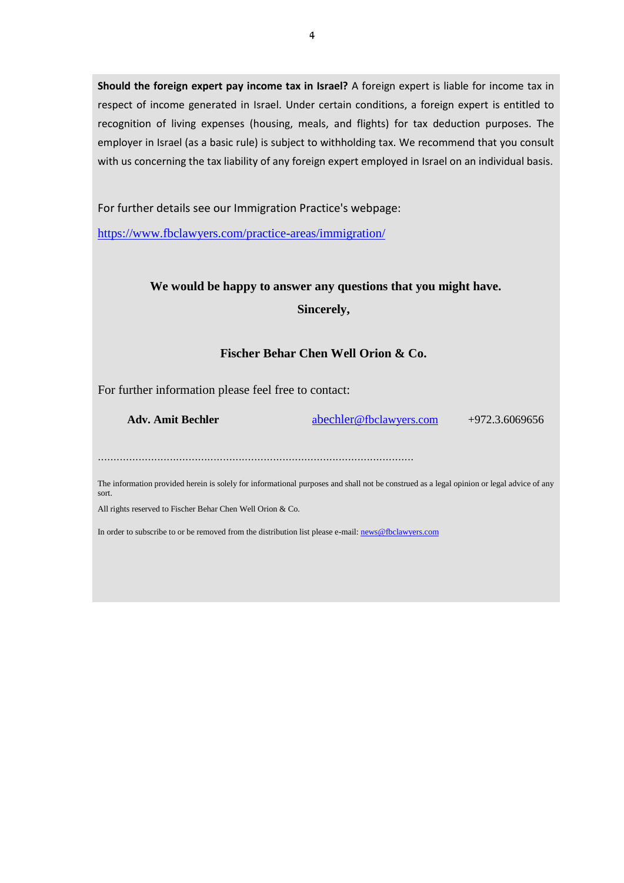**Should the foreign expert pay income tax in Israel?** A foreign expert is liable for income tax in respect of income generated in Israel. Under certain conditions, a foreign expert is entitled to recognition of living expenses (housing, meals, and flights) for tax deduction purposes. The employer in Israel (as a basic rule) is subject to withholding tax. We recommend that you consult with us concerning the tax liability of any foreign expert employed in Israel on an individual basis.

For further details see our Immigration Practice's webpage:

https://www.fbclawyers.com/practice-areas/immigration/

**We would be happy to answer any questions that you might have.**

**Sincerely,**

**Fischer Behar Chen Well Orion & Co.**

For further information please feel free to contact:

**Adv. Amit Bechler** abechler@fbclawyers.com +972.3.6069656

..................................................................................................

The information provided herein is solely for informational purposes and shall not be construed as a legal opinion or legal advice of any sort.

All rights reserved to Fischer Behar Chen Well Orion & Co.

In order to subscribe to or be removed from the distribution list please e-mail: news@fbclawyers.com